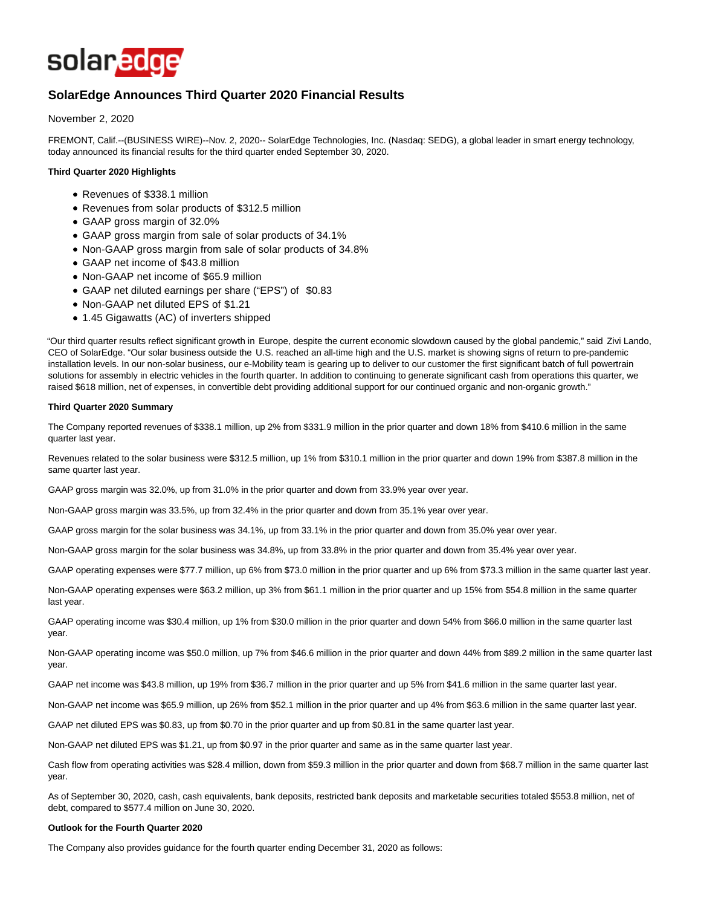solaredge

# SolarEdge Announces Third Quarter 2020 Financial Results

November 2, 2020

FREMONT, Calif.--(BUSINESS WIRE)--Nov. 2, 2020-- SolarEdge Technologies, Inc. (Nasdaq: SEDG), a global leader in smart energy technology, today announced its financial results for the third quarter ended September 30, 2020.

**Third Quarter 2020 Highlights**

- Revenues of $338.1 million
- Revenues from solar products of $312.5 million
- GAAP gross margin of 32.0%
- GAAP gross margin from sale of solar products of 34.1%
- Non-GAAP gross margin from sale of solar products of 34.8%
- GAAP net income of $43.8 million
- Non-GAAP net income of $65.9 million
- GAAP net diluted earnings per share ("EPS") of $0.83
- Non-GAAP net diluted EPS of $1.21
- 1.45 Gigawatts (AC) of inverters shipped

"Our third quarter results reflect significant growth in Europe, despite the current economic slowdown caused by the global pandemic," said Zivi Lando, CEO of SolarEdge. "Our solar business outside the U.S. reached an all-time high and the U.S. market is showing signs of return to pre-pandemic installation levels. In our non-solar business, our e-Mobility team is gearing up to deliver to our customer the first significant batch of full powertrain solutions for assembly in electric vehicles in the fourth quarter. In addition to continuing to generate significant cash from operations this quarter, we raised $618 million, net of expenses, in convertible debt providing additional support for our continued organic and non-organic growth."

**Third Quarter 2020 Summary**

The Company reported revenues of $338.1 million, up 2% from $331.9 million in the prior quarter and down 18% from $410.6 million in the same quarter last year.

Revenues related to the solar business were $312.5 million, up 1% from $310.1 million in the prior quarter and down 19% from $387.8 million in the same quarter last year.

GAAP gross margin was 32.0%, up from 31.0% in the prior quarter and down from 33.9% year over year.

Non-GAAP gross margin was 33.5%, up from 32.4% in the prior quarter and down from 35.1% year over year.

GAAP gross margin for the solar business was 34.1%, up from 33.1% in the prior quarter and down from 35.0% year over year.

Non-GAAP gross margin for the solar business was 34.8%, up from 33.8% in the prior quarter and down from 35.4% year over year.

GAAP operating expenses were $77.7 million, up 6% from $73.0 million in the prior quarter and up 6% from $73.3 million in the same quarter last year.

Non-GAAP operating expenses were $63.2 million, up 3% from $61.1 million in the prior quarter and up 15% from $54.8 million in the same quarter last year.

GAAP operating income was $30.4 million, up 1% from $30.0 million in the prior quarter and down 54% from $66.0 million in the same quarter last year.

Non-GAAP operating income was $50.0 million, up 7% from $46.6 million in the prior quarter and down 44% from $89.2 million in the same quarter last year.

GAAP net income was $43.8 million, up 19% from $36.7 million in the prior quarter and up 5% from $41.6 million in the same quarter last year.

Non-GAAP net income was $65.9 million, up 26% from $52.1 million in the prior quarter and up 4% from $63.6 million in the same quarter last year.

GAAP net diluted EPS was $0.83, up from $0.70 in the prior quarter and up from $0.81 in the same quarter last year.

Non-GAAP net diluted EPS was $1.21, up from $0.97 in the prior quarter and same as in the same quarter last year.

Cash flow from operating activities was $28.4 million, down from $59.3 million in the prior quarter and down from $68.7 million in the same quarter last year.

As of September 30, 2020, cash, cash equivalents, bank deposits, restricted bank deposits and marketable securities totaled $553.8 million, net of debt, compared to $577.4 million on June 30, 2020.

**Outlook for the Fourth Quarter 2020**

The Company also provides guidance for the fourth quarter ending December 31, 2020 as follows: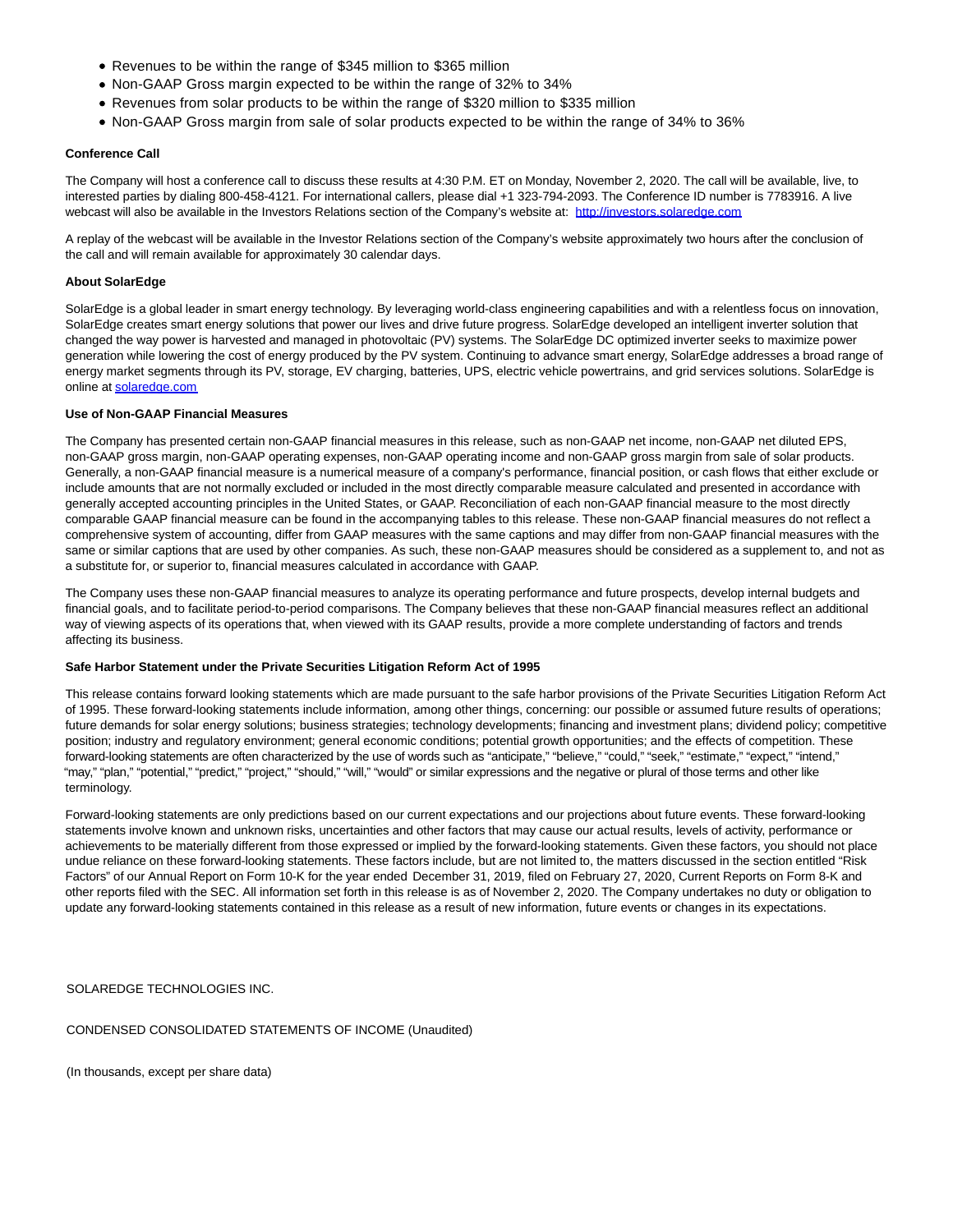- Revenues to be within the range of $345 million to $365 million
- Non-GAAP Gross margin expected to be within the range of 32% to 34%
- Revenues from solar products to be within the range of $320 million to $335 million
- Non-GAAP Gross margin from sale of solar products expected to be within the range of 34% to 36%

**Conference Call**

The Company will host a conference call to discuss these results at 4:30 P.M. ET on Monday, November 2, 2020. The call will be available, live, to interested parties by dialing 800-458-4121. For international callers, please dial +1 323-794-2093. The Conference ID number is 7783916. A live webcast will also be available in the Investors Relations section of the Company's website at: [http://investors.solaredge.com](http://investors.solaredge.com)

A replay of the webcast will be available in the Investor Relations section of the Company's website approximately two hours after the conclusion of the call and will remain available for approximately 30 calendar days.

**About SolarEdge**

SolarEdge is a global leader in smart energy technology. By leveraging world-class engineering capabilities and with a relentless focus on innovation, SolarEdge creates smart energy solutions that power our lives and drive future progress. SolarEdge developed an intelligent inverter solution that changed the way power is harvested and managed in photovoltaic (PV) systems. The SolarEdge DC optimized inverter seeks to maximize power generation while lowering the cost of energy produced by the PV system. Continuing to advance smart energy, SolarEdge addresses a broad range of energy market segments through its PV, storage, EV charging, batteries, UPS, electric vehicle powertrains, and grid services solutions. SolarEdge is online at [solaredge.com](solaredge.com)

**Use of Non-GAAP Financial Measures**

The Company has presented certain non-GAAP financial measures in this release, such as non-GAAP net income, non-GAAP net diluted EPS, non-GAAP gross margin, non-GAAP operating expenses, non-GAAP operating income and non-GAAP gross margin from sale of solar products. Generally, a non-GAAP financial measure is a numerical measure of a company's performance, financial position, or cash flows that either exclude or include amounts that are not normally excluded or included in the most directly comparable measure calculated and presented in accordance with generally accepted accounting principles in the United States, or GAAP. Reconciliation of each non-GAAP financial measure to the most directly comparable GAAP financial measure can be found in the accompanying tables to this release. These non-GAAP financial measures do not reflect a comprehensive system of accounting, differ from GAAP measures with the same captions and may differ from non-GAAP financial measures with the same or similar captions that are used by other companies. As such, these non-GAAP measures should be considered as a supplement to, and not as a substitute for, or superior to, financial measures calculated in accordance with GAAP.

The Company uses these non-GAAP financial measures to analyze its operating performance and future prospects, develop internal budgets and financial goals, and to facilitate period-to-period comparisons. The Company believes that these non-GAAP financial measures reflect an additional way of viewing aspects of its operations that, when viewed with its GAAP results, provide a more complete understanding of factors and trends affecting its business.

**Safe Harbor Statement under the Private Securities Litigation Reform Act of 1995**

This release contains forward looking statements which are made pursuant to the safe harbor provisions of the Private Securities Litigation Reform Act of 1995. These forward-looking statements include information, among other things, concerning: our possible or assumed future results of operations; future demands for solar energy solutions; business strategies; technology developments; financing and investment plans; dividend policy; competitive position; industry and regulatory environment; general economic conditions; potential growth opportunities; and the effects of competition. These forward-looking statements are often characterized by the use of words such as "anticipate," "believe," "could," "seek," "estimate," "expect," "intend," "may," "plan," "potential," "predict," "project," "should," "will," "would" or similar expressions and the negative or plural of those terms and other like terminology.

Forward-looking statements are only predictions based on our current expectations and our projections about future events. These forward-looking statements involve known and unknown risks, uncertainties and other factors that may cause our actual results, levels of activity, performance or achievements to be materially different from those expressed or implied by the forward-looking statements. Given these factors, you should not place undue reliance on these forward-looking statements. These factors include, but are not limited to, the matters discussed in the section entitled "Risk Factors" of our Annual Report on Form 10-K for the year ended December 31, 2019, filed on February 27, 2020, Current Reports on Form 8-K and other reports filed with the SEC. All information set forth in this release is as of November 2, 2020. The Company undertakes no duty or obligation to update any forward-looking statements contained in this release as a result of new information, future events or changes in its expectations.

SOLAREDGE TECHNOLOGIES INC.

CONDENSED CONSOLIDATED STATEMENTS OF INCOME (Unaudited)

(In thousands, except per share data)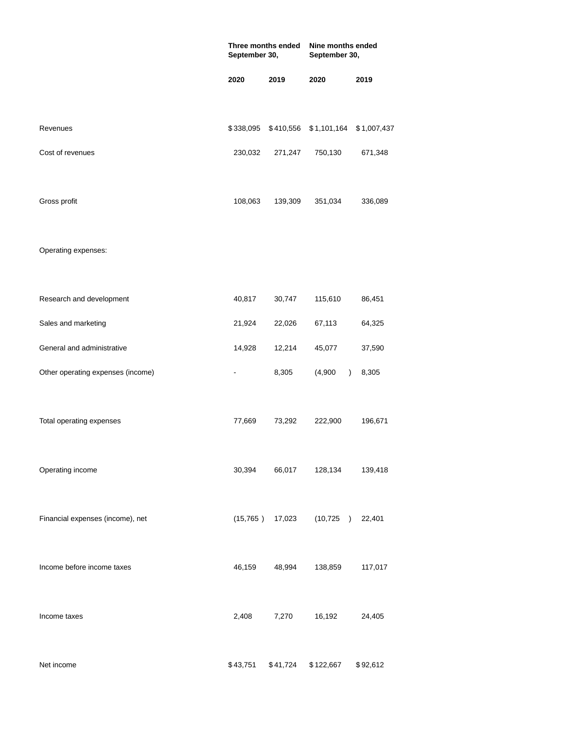| | Three months ended September 30, | | Nine months ended September 30, | |
|---|---|---|---|---|
| | 2020 | 2019 | 2020 | 2019 |
| Revenues | $338,095 | $410,556 | $1,101,164 | $1,007,437 |
| Cost of revenues | 230,032 | 271,247 | 750,130 | 671,348 |
| Gross profit | 108,063 | 139,309 | 351,034 | 336,089 |
| Operating expenses: | | | | |
| Research and development | 40,817 | 30,747 | 115,610 | 86,451 |
| Sales and marketing | 21,924 | 22,026 | 67,113 | 64,325 |
| General and administrative | 14,928 | 12,214 | 45,077 | 37,590 |
| Other operating expenses (income) | - | 8,305 | (4,900) | 8,305 |
| Total operating expenses | 77,669 | 73,292 | 222,900 | 196,671 |
| Operating income | 30,394 | 66,017 | 128,134 | 139,418 |
| Financial expenses (income), net | (15,765) | 17,023 | (10,725) | 22,401 |
| Income before income taxes | 46,159 | 48,994 | 138,859 | 117,017 |
| Income taxes | 2,408 | 7,270 | 16,192 | 24,405 |
| Net income | $43,751 | $41,724 | $122,667 | $92,612 |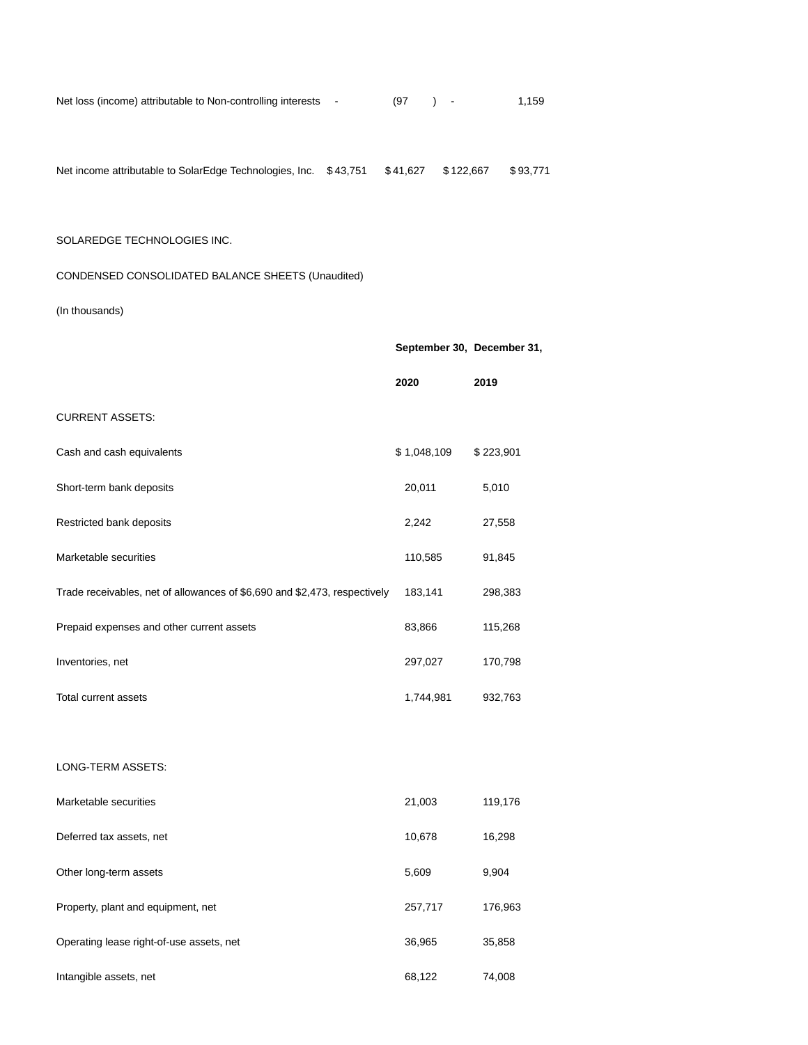| | | | | |
|---|---|---|---|---|
| Net loss (income) attributable to Non-controlling interests | - | (97 ) | - | 1,159 |
| Net income attributable to SolarEdge Technologies, Inc. | $ 43,751 | $ 41,627 | $ 122,667 | $ 93,771 |

SOLAREDGE TECHNOLOGIES INC.

CONDENSED CONSOLIDATED BALANCE SHEETS (Unaudited)

(In thousands)

| | **September 30,** | **December 31,** |
|---|---|---|
| | **2020** | **2019** |
| CURRENT ASSETS: | | |
| Cash and cash equivalents | $ 1,048,109 | $ 223,901 |
| Short-term bank deposits | 20,011 | 5,010 |
| Restricted bank deposits | 2,242 | 27,558 |
| Marketable securities | 110,585 | 91,845 |
| Trade receivables, net of allowances of $6,690 and $2,473, respectively | 183,141 | 298,383 |
| Prepaid expenses and other current assets | 83,866 | 115,268 |
| Inventories, net | 297,027 | 170,798 |
| Total current assets | 1,744,981 | 932,763 |
| | | |
| LONG-TERM ASSETS: | | |
| Marketable securities | 21,003 | 119,176 |
| Deferred tax assets, net | 10,678 | 16,298 |
| Other long-term assets | 5,609 | 9,904 |
| Property, plant and equipment, net | 257,717 | 176,963 |
| Operating lease right-of-use assets, net | 36,965 | 35,858 |
| Intangible assets, net | 68,122 | 74,008 |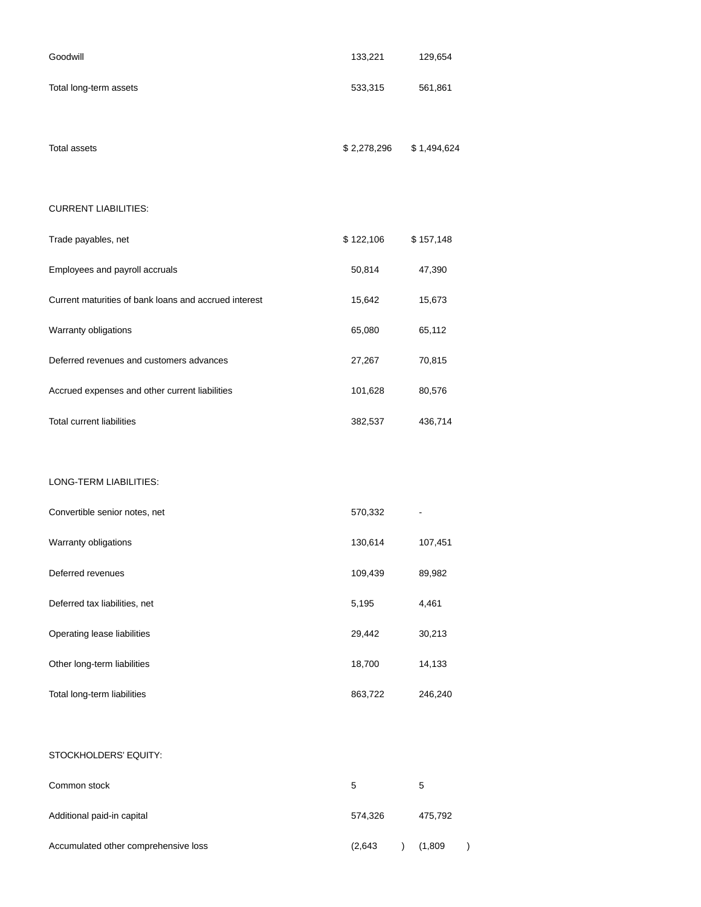| | | |
|---|---|---|
| Goodwill | 133,221 | 129,654 |
| Total long-term assets | 533,315 | 561,861 |
| | | |
| Total assets | $ 2,278,296 | $ 1,494,624 |
| | | |
| CURRENT LIABILITIES: | | |
| Trade payables, net | $ 122,106 | $ 157,148 |
| Employees and payroll accruals | 50,814 | 47,390 |
| Current maturities of bank loans and accrued interest | 15,642 | 15,673 |
| Warranty obligations | 65,080 | 65,112 |
| Deferred revenues and customers advances | 27,267 | 70,815 |
| Accrued expenses and other current liabilities | 101,628 | 80,576 |
| Total current liabilities | 382,537 | 436,714 |
| | | |
| LONG-TERM LIABILITIES: | | |
| Convertible senior notes, net | 570,332 | - |
| Warranty obligations | 130,614 | 107,451 |
| Deferred revenues | 109,439 | 89,982 |
| Deferred tax liabilities, net | 5,195 | 4,461 |
| Operating lease liabilities | 29,442 | 30,213 |
| Other long-term liabilities | 18,700 | 14,133 |
| Total long-term liabilities | 863,722 | 246,240 |
| | | |
| STOCKHOLDERS' EQUITY: | | |
| Common stock | 5 | 5 |
| Additional paid-in capital | 574,326 | 475,792 |
| Accumulated other comprehensive loss | (2,643) | (1,809) |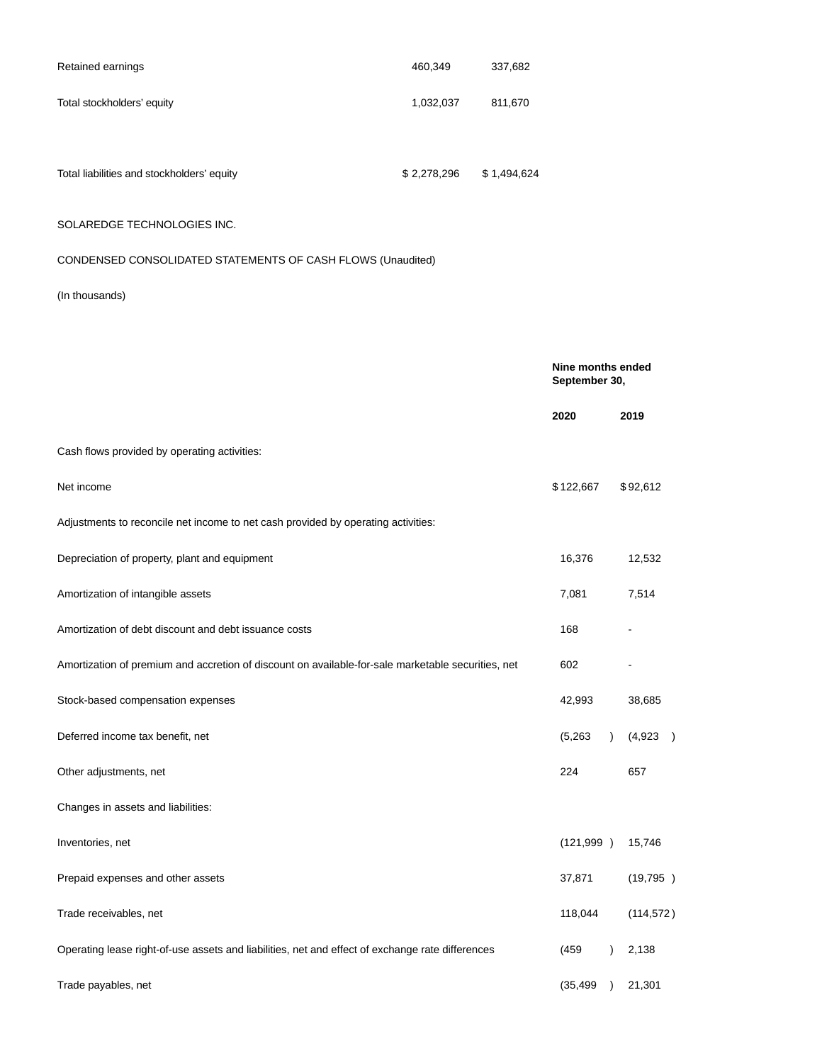| | | |
|---|---|---|
| Retained earnings | 460,349 | 337,682 |
| Total stockholders' equity | 1,032,037 | 811,670 |
| Total liabilities and stockholders' equity | $ 2,278,296 | $ 1,494,624 |

SOLAREDGE TECHNOLOGIES INC.

CONDENSED CONSOLIDATED STATEMENTS OF CASH FLOWS (Unaudited)

(In thousands)

| | **Nine months ended September 30,** | |
|---|---|---|
| | **2020** | **2019** |
| Cash flows provided by operating activities: | | |
| Net income | $ 122,667 | $ 92,612 |
| Adjustments to reconcile net income to net cash provided by operating activities: | | |
| Depreciation of property, plant and equipment | 16,376 | 12,532 |
| Amortization of intangible assets | 7,081 | 7,514 |
| Amortization of debt discount and debt issuance costs | 168 | - |
| Amortization of premium and accretion of discount on available-for-sale marketable securities, net | 602 | - |
| Stock-based compensation expenses | 42,993 | 38,685 |
| Deferred income tax benefit, net | (5,263 ) | (4,923 ) |
| Other adjustments, net | 224 | 657 |
| Changes in assets and liabilities: | | |
| Inventories, net | (121,999 ) | 15,746 |
| Prepaid expenses and other assets | 37,871 | (19,795 ) |
| Trade receivables, net | 118,044 | (114,572 ) |
| Operating lease right-of-use assets and liabilities, net and effect of exchange rate differences | (459 ) | 2,138 |
| Trade payables, net | (35,499 ) | 21,301 |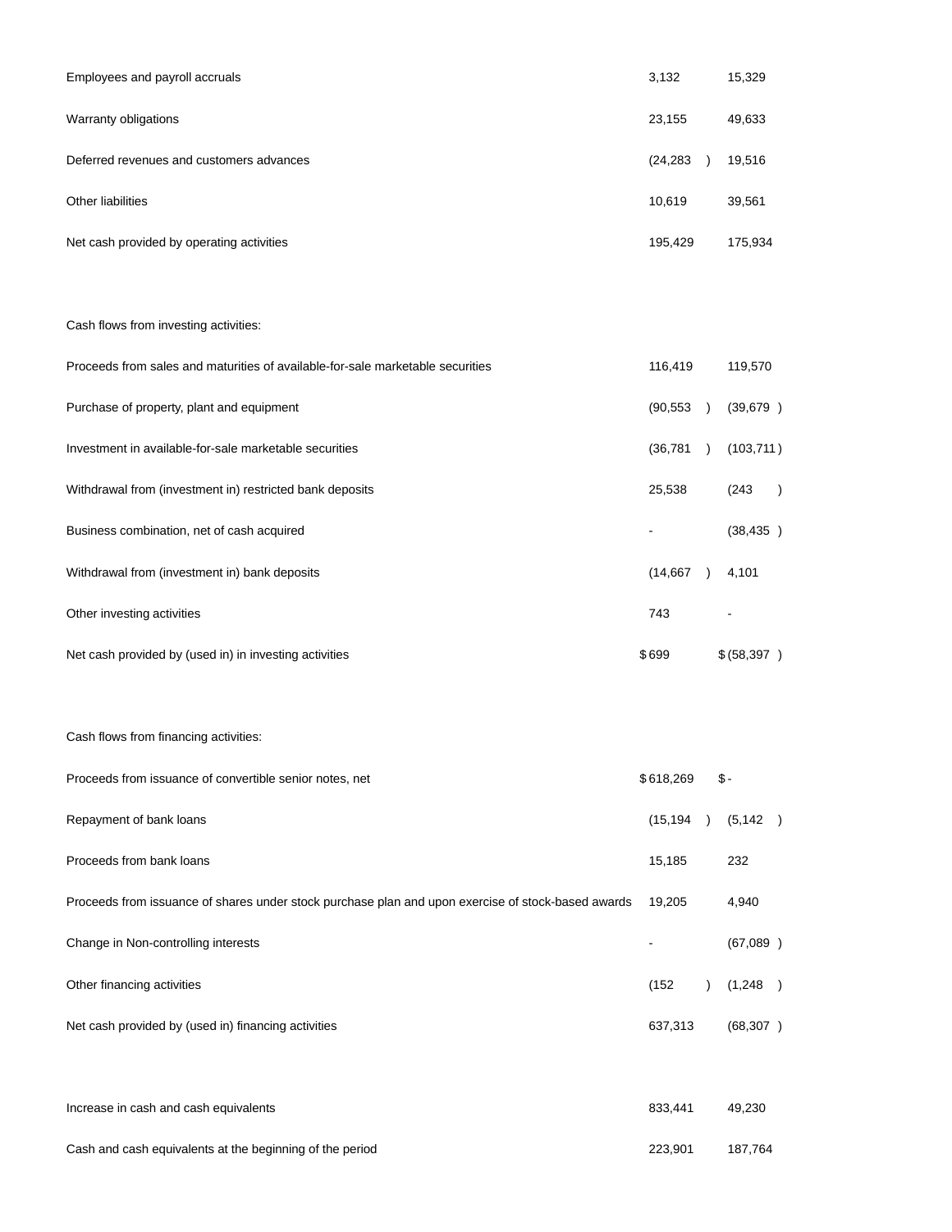| | | |
|---|---|---|
| Employees and payroll accruals | 3,132 | 15,329 |
| Warranty obligations | 23,155 | 49,633 |
| Deferred revenues and customers advances | (24,283 ) | 19,516 |
| Other liabilities | 10,619 | 39,561 |
| Net cash provided by operating activities | 195,429 | 175,934 |
| | | |
| Cash flows from investing activities: | | |
| Proceeds from sales and maturities of available-for-sale marketable securities | 116,419 | 119,570 |
| Purchase of property, plant and equipment | (90,553 ) | (39,679 ) |
| Investment in available-for-sale marketable securities | (36,781 ) | (103,711 ) |
| Withdrawal from (investment in) restricted bank deposits | 25,538 | (243 ) |
| Business combination, net of cash acquired | - | (38,435 ) |
| Withdrawal from (investment in) bank deposits | (14,667 ) | 4,101 |
| Other investing activities | 743 | - |
| Net cash provided by (used in) in investing activities | $ 699 | $ (58,397 ) |
| | | |
| Cash flows from financing activities: | | |
| Proceeds from issuance of convertible senior notes, net | $ 618,269 | $ - |
| Repayment of bank loans | (15,194 ) | (5,142 ) |
| Proceeds from bank loans | 15,185 | 232 |
| Proceeds from issuance of shares under stock purchase plan and upon exercise of stock-based awards | 19,205 | 4,940 |
| Change in Non-controlling interests | - | (67,089 ) |
| Other financing activities | (152 ) | (1,248 ) |
| Net cash provided by (used in) financing activities | 637,313 | (68,307 ) |
| | | |
| Increase in cash and cash equivalents | 833,441 | 49,230 |
| Cash and cash equivalents at the beginning of the period | 223,901 | 187,764 |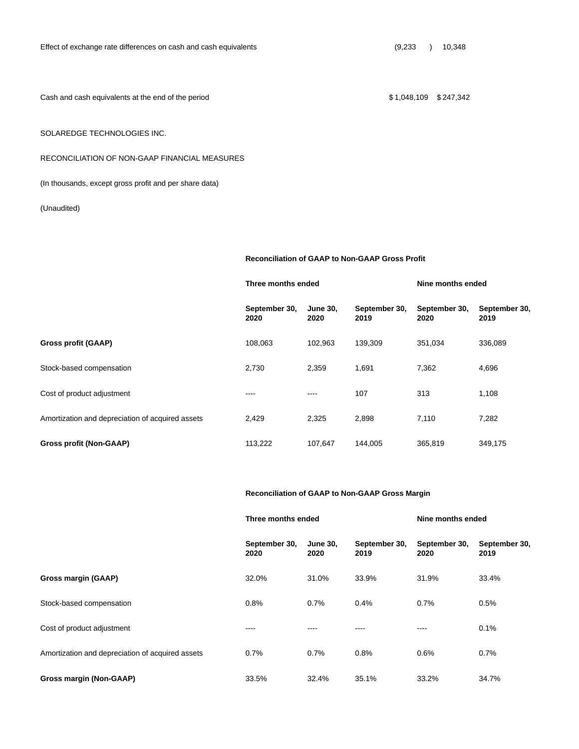| | | |
|---|---|---|
| Effect of exchange rate differences on cash and cash equivalents | (9,233) | 10,348 |
| Cash and cash equivalents at the end of the period | $ 1,048,109 | $ 247,342 |

SOLAREDGE TECHNOLOGIES INC.

RECONCILIATION OF NON-GAAP FINANCIAL MEASURES

(In thousands, except gross profit and per share data)

(Unaudited)

| | **Reconciliation of GAAP to Non-GAAP Gross Profit** | | | | |
|---|---|---|---|---|---|
| | **Three months ended** | | | **Nine months ended** | |
| | **September 30, 2020** | **June 30, 2020** | **September 30, 2019** | **September 30, 2020** | **September 30, 2019** |
| **Gross profit (GAAP)** | 108,063 | 102,963 | 139,309 | 351,034 | 336,089 |
| Stock-based compensation | 2,730 | 2,359 | 1,691 | 7,362 | 4,696 |
| Cost of product adjustment | ---- | ---- | 107 | 313 | 1,108 |
| Amortization and depreciation of acquired assets | 2,429 | 2,325 | 2,898 | 7,110 | 7,282 |
| **Gross profit (Non-GAAP)** | 113,222 | 107,647 | 144,005 | 365,819 | 349,175 |

| | **Reconciliation of GAAP to Non-GAAP Gross Margin** | | | | |
|---|---|---|---|---|---|
| | **Three months ended** | | | **Nine months ended** | |
| | **September 30, 2020** | **June 30, 2020** | **September 30, 2019** | **September 30, 2020** | **September 30, 2019** |
| **Gross margin (GAAP)** | 32.0% | 31.0% | 33.9% | 31.9% | 33.4% |
| Stock-based compensation | 0.8% | 0.7% | 0.4% | 0.7% | 0.5% |
| Cost of product adjustment | ---- | ---- | ---- | ---- | 0.1% |
| Amortization and depreciation of acquired assets | 0.7% | 0.7% | 0.8% | 0.6% | 0.7% |
| **Gross margin (Non-GAAP)** | 33.5% | 32.4% | 35.1% | 33.2% | 34.7% |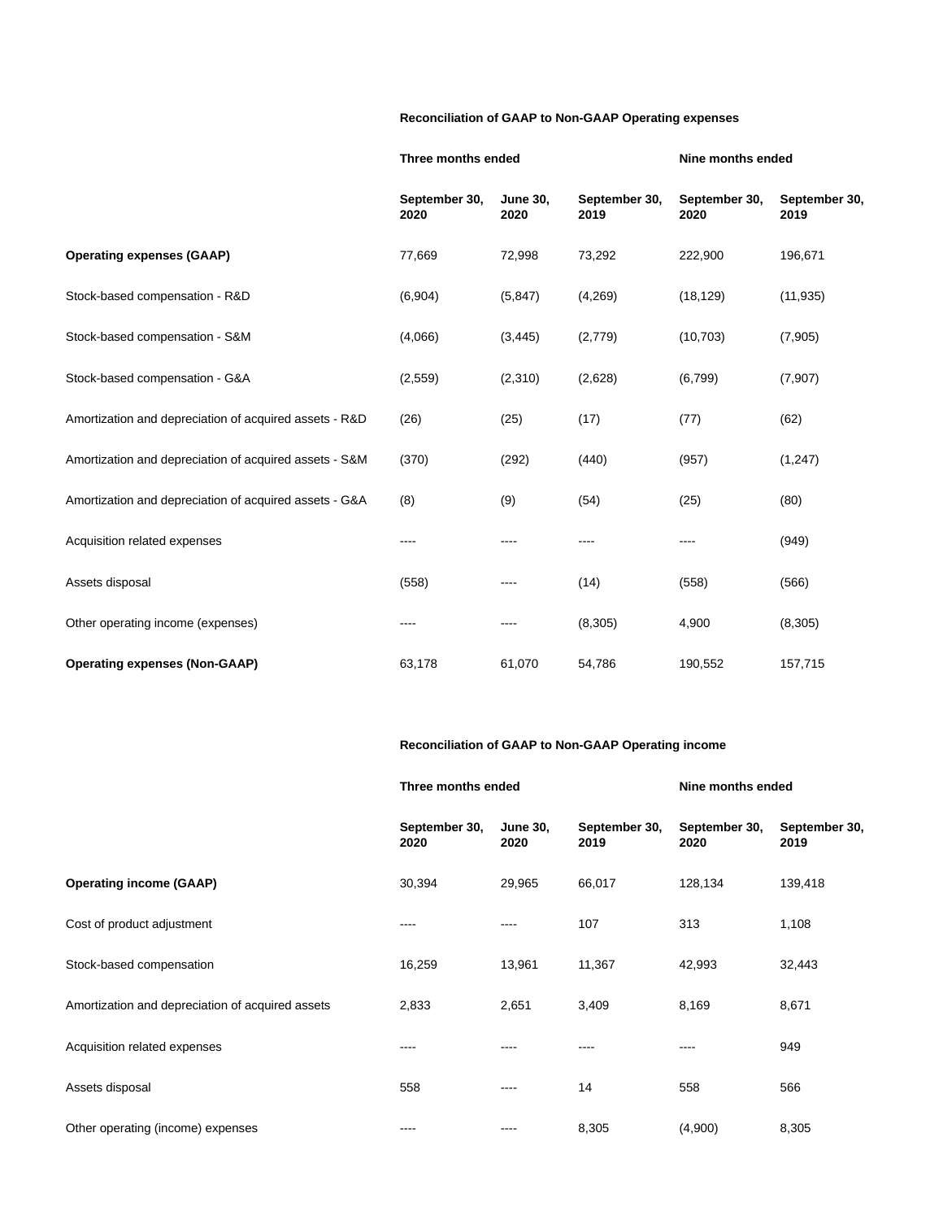**Reconciliation of GAAP to Non-GAAP Operating expenses**

| | Three months ended | | | Nine months ended | |
|---|---|---|---|---|---|
| | September 30, 2020 | June 30, 2020 | September 30, 2019 | September 30, 2020 | September 30, 2019 |
| **Operating expenses (GAAP)** | 77,669 | 72,998 | 73,292 | 222,900 | 196,671 |
| Stock-based compensation - R&D | (6,904) | (5,847) | (4,269) | (18,129) | (11,935) |
| Stock-based compensation - S&M | (4,066) | (3,445) | (2,779) | (10,703) | (7,905) |
| Stock-based compensation - G&A | (2,559) | (2,310) | (2,628) | (6,799) | (7,907) |
| Amortization and depreciation of acquired assets - R&D | (26) | (25) | (17) | (77) | (62) |
| Amortization and depreciation of acquired assets - S&M | (370) | (292) | (440) | (957) | (1,247) |
| Amortization and depreciation of acquired assets - G&A | (8) | (9) | (54) | (25) | (80) |
| Acquisition related expenses | ---- | ---- | ---- | ---- | (949) |
| Assets disposal | (558) | ---- | (14) | (558) | (566) |
| Other operating income (expenses) | ---- | ---- | (8,305) | 4,900 | (8,305) |
| **Operating expenses (Non-GAAP)** | 63,178 | 61,070 | 54,786 | 190,552 | 157,715 |

**Reconciliation of GAAP to Non-GAAP Operating income**

| | Three months ended | | | Nine months ended | |
|---|---|---|---|---|---|
| | September 30, 2020 | June 30, 2020 | September 30, 2019 | September 30, 2020 | September 30, 2019 |
| **Operating income (GAAP)** | 30,394 | 29,965 | 66,017 | 128,134 | 139,418 |
| Cost of product adjustment | ---- | ---- | 107 | 313 | 1,108 |
| Stock-based compensation | 16,259 | 13,961 | 11,367 | 42,993 | 32,443 |
| Amortization and depreciation of acquired assets | 2,833 | 2,651 | 3,409 | 8,169 | 8,671 |
| Acquisition related expenses | ---- | ---- | ---- | ---- | 949 |
| Assets disposal | 558 | ---- | 14 | 558 | 566 |
| Other operating (income) expenses | ---- | ---- | 8,305 | (4,900) | 8,305 |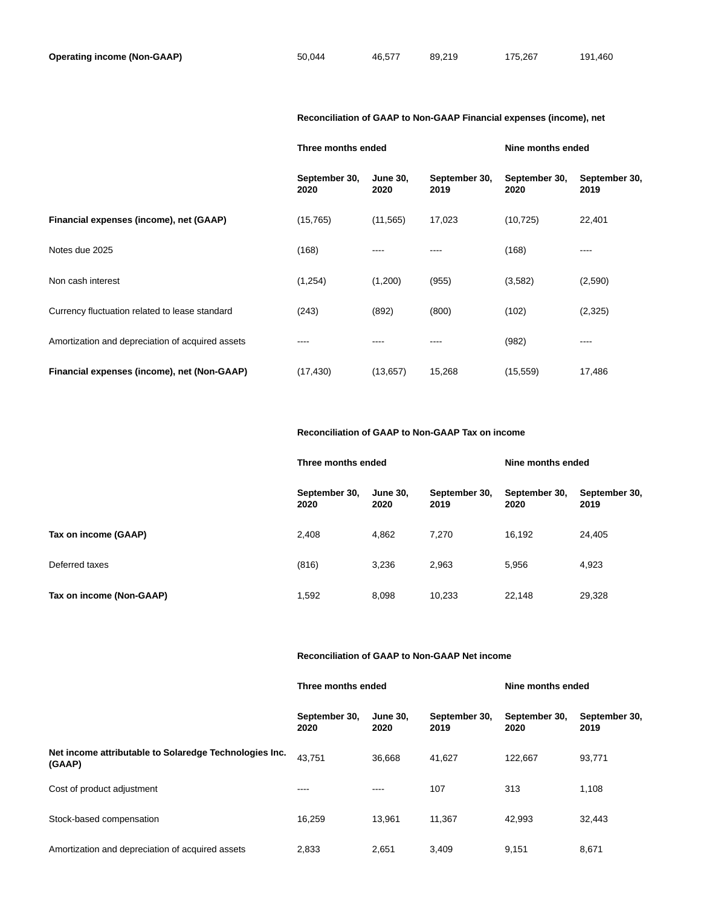| | | | | | |
|---|---|---|---|---|---|
| **Operating income (Non-GAAP)** | 50,044 | 46,577 | 89,219 | 175,267 | 191,460 |

| | **Reconciliation of GAAP to Non-GAAP Financial expenses (income), net** | | | | |
|---|---|---|---|---|---|
| | **Three months ended** | | | **Nine months ended** | |
| | **September 30, 2020** | **June 30, 2020** | **September 30, 2019** | **September 30, 2020** | **September 30, 2019** |
| **Financial expenses (income), net (GAAP)** | (15,765) | (11,565) | 17,023 | (10,725) | 22,401 |
| Notes due 2025 | (168) | ---- | ---- | (168) | ---- |
| Non cash interest | (1,254) | (1,200) | (955) | (3,582) | (2,590) |
| Currency fluctuation related to lease standard | (243) | (892) | (800) | (102) | (2,325) |
| Amortization and depreciation of acquired assets | ---- | ---- | ---- | (982) | ---- |
| **Financial expenses (income), net (Non-GAAP)** | (17,430) | (13,657) | 15,268 | (15,559) | 17,486 |

| | **Reconciliation of GAAP to Non-GAAP Tax on income** | | | | |
|---|---|---|---|---|---|
| | **Three months ended** | | | **Nine months ended** | |
| | **September 30, 2020** | **June 30, 2020** | **September 30, 2019** | **September 30, 2020** | **September 30, 2019** |
| **Tax on income (GAAP)** | 2,408 | 4,862 | 7,270 | 16,192 | 24,405 |
| Deferred taxes | (816) | 3,236 | 2,963 | 5,956 | 4,923 |
| **Tax on income (Non-GAAP)** | 1,592 | 8,098 | 10,233 | 22,148 | 29,328 |

| | **Reconciliation of GAAP to Non-GAAP Net income** | | | | |
|---|---|---|---|---|---|
| | **Three months ended** | | | **Nine months ended** | |
| | **September 30, 2020** | **June 30, 2020** | **September 30, 2019** | **September 30, 2020** | **September 30, 2019** |
| **Net income attributable to Solaredge Technologies Inc. (GAAP)** | 43,751 | 36,668 | 41,627 | 122,667 | 93,771 |
| Cost of product adjustment | ---- | ---- | 107 | 313 | 1,108 |
| Stock-based compensation | 16,259 | 13,961 | 11,367 | 42,993 | 32,443 |
| Amortization and depreciation of acquired assets | 2,833 | 2,651 | 3,409 | 9,151 | 8,671 |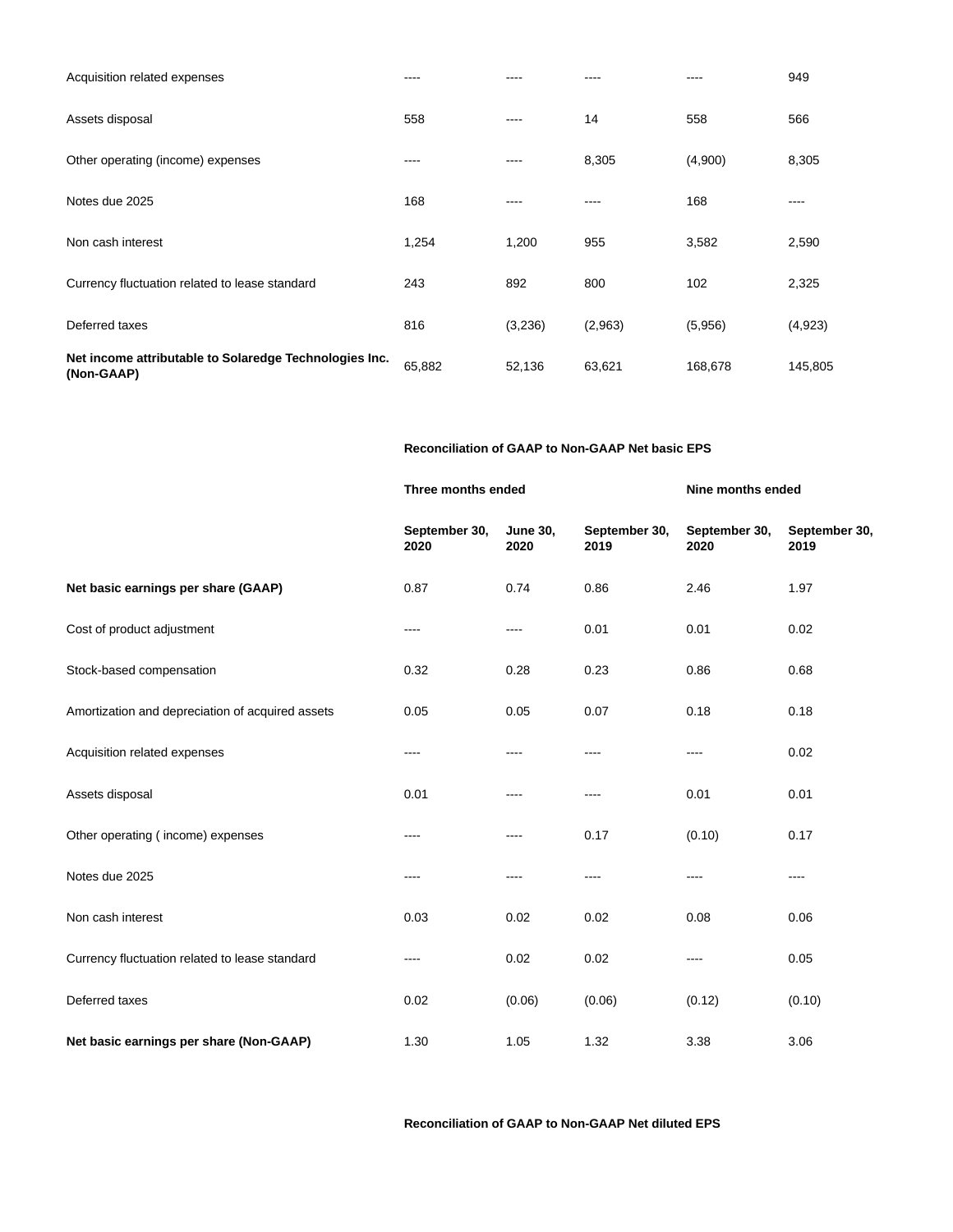| | | | | | |
|---|---|---|---|---|---|
| Acquisition related expenses | ---- | ---- | ---- | ---- | 949 |
| Assets disposal | 558 | ---- | 14 | 558 | 566 |
| Other operating (income) expenses | ---- | ---- | 8,305 | (4,900) | 8,305 |
| Notes due 2025 | 168 | ---- | ---- | 168 | ---- |
| Non cash interest | 1,254 | 1,200 | 955 | 3,582 | 2,590 |
| Currency fluctuation related to lease standard | 243 | 892 | 800 | 102 | 2,325 |
| Deferred taxes | 816 | (3,236) | (2,963) | (5,956) | (4,923) |
| **Net income attributable to Solaredge Technologies Inc. (Non-GAAP)** | 65,882 | 52,136 | 63,621 | 168,678 | 145,805 |

| | **Reconciliation of GAAP to Non-GAAP Net basic EPS** | | | | |
|---|---|---|---|---|---|
| | **Three months ended** | | | **Nine months ended** | |
| | **September 30, 2020** | **June 30, 2020** | **September 30, 2019** | **September 30, 2020** | **September 30, 2019** |
| **Net basic earnings per share (GAAP)** | 0.87 | 0.74 | 0.86 | 2.46 | 1.97 |
| Cost of product adjustment | ---- | ---- | 0.01 | 0.01 | 0.02 |
| Stock-based compensation | 0.32 | 0.28 | 0.23 | 0.86 | 0.68 |
| Amortization and depreciation of acquired assets | 0.05 | 0.05 | 0.07 | 0.18 | 0.18 |
| Acquisition related expenses | ---- | ---- | ---- | ---- | 0.02 |
| Assets disposal | 0.01 | ---- | ---- | 0.01 | 0.01 |
| Other operating ( income) expenses | ---- | ---- | 0.17 | (0.10) | 0.17 |
| Notes due 2025 | ---- | ---- | ---- | ---- | ---- |
| Non cash interest | 0.03 | 0.02 | 0.02 | 0.08 | 0.06 |
| Currency fluctuation related to lease standard | ---- | 0.02 | 0.02 | ---- | 0.05 |
| Deferred taxes | 0.02 | (0.06) | (0.06) | (0.12) | (0.10) |
| **Net basic earnings per share (Non-GAAP)** | 1.30 | 1.05 | 1.32 | 3.38 | 3.06 |

**Reconciliation of GAAP to Non-GAAP Net diluted EPS**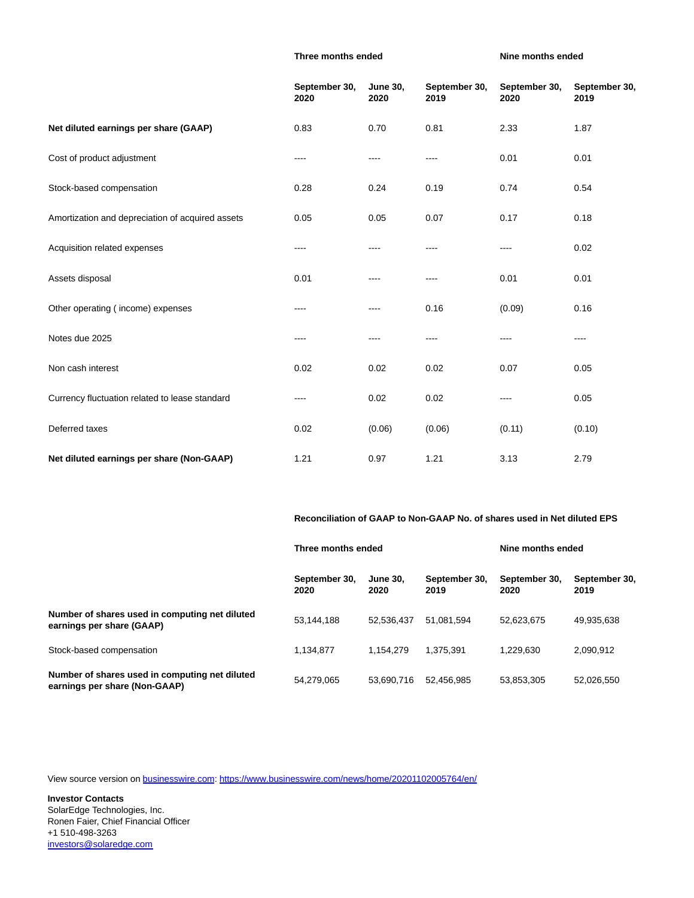| | Three months ended | | | Nine months ended | |
|---|---|---|---|---|---|
| | September 30, 2020 | June 30, 2020 | September 30, 2019 | September 30, 2020 | September 30, 2019 |
| **Net diluted earnings per share (GAAP)** | 0.83 | 0.70 | 0.81 | 2.33 | 1.87 |
| Cost of product adjustment | ---- | ---- | ---- | 0.01 | 0.01 |
| Stock-based compensation | 0.28 | 0.24 | 0.19 | 0.74 | 0.54 |
| Amortization and depreciation of acquired assets | 0.05 | 0.05 | 0.07 | 0.17 | 0.18 |
| Acquisition related expenses | ---- | ---- | ---- | ---- | 0.02 |
| Assets disposal | 0.01 | ---- | ---- | 0.01 | 0.01 |
| Other operating ( income) expenses | ---- | ---- | 0.16 | (0.09) | 0.16 |
| Notes due 2025 | ---- | ---- | ---- | ---- | ---- |
| Non cash interest | 0.02 | 0.02 | 0.02 | 0.07 | 0.05 |
| Currency fluctuation related to lease standard | ---- | 0.02 | 0.02 | ---- | 0.05 |
| Deferred taxes | 0.02 | (0.06) | (0.06) | (0.11) | (0.10) |
| **Net diluted earnings per share (Non-GAAP)** | 1.21 | 0.97 | 1.21 | 3.13 | 2.79 |

**Reconciliation of GAAP to Non-GAAP No. of shares used in Net diluted EPS**

| | Three months ended | | | Nine months ended | |
|---|---|---|---|---|---|
| | September 30, 2020 | June 30, 2020 | September 30, 2019 | September 30, 2020 | September 30, 2019 |
| **Number of shares used in computing net diluted earnings per share (GAAP)** | 53,144,188 | 52,536,437 | 51,081,594 | 52,623,675 | 49,935,638 |
| Stock-based compensation | 1,134,877 | 1,154,279 | 1,375,391 | 1,229,630 | 2,090,912 |
| **Number of shares used in computing net diluted earnings per share (Non-GAAP)** | 54,279,065 | 53,690,716 | 52,456,985 | 53,853,305 | 52,026,550 |

View source version on businesswire.com: https://www.businesswire.com/news/home/20201102005764/en/

**Investor Contacts**
SolarEdge Technologies, Inc.
Ronen Faier, Chief Financial Officer
+1 510-498-3263
investors@solaredge.com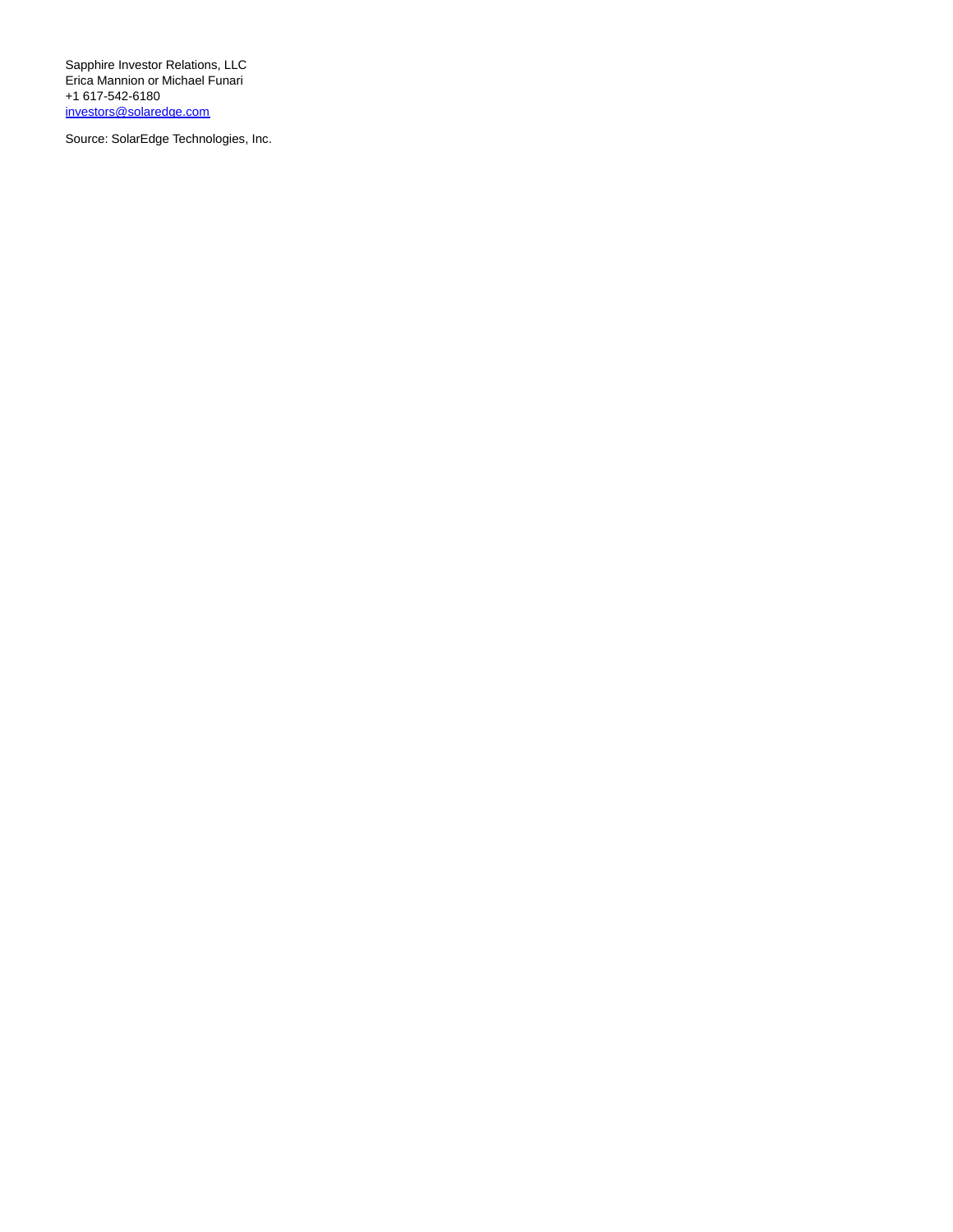Sapphire Investor Relations, LLC
Erica Mannion or Michael Funari
+1 617-542-6180
[investors@solaredge.com](mailto:investors@solaredge.com)

Source: SolarEdge Technologies, Inc.